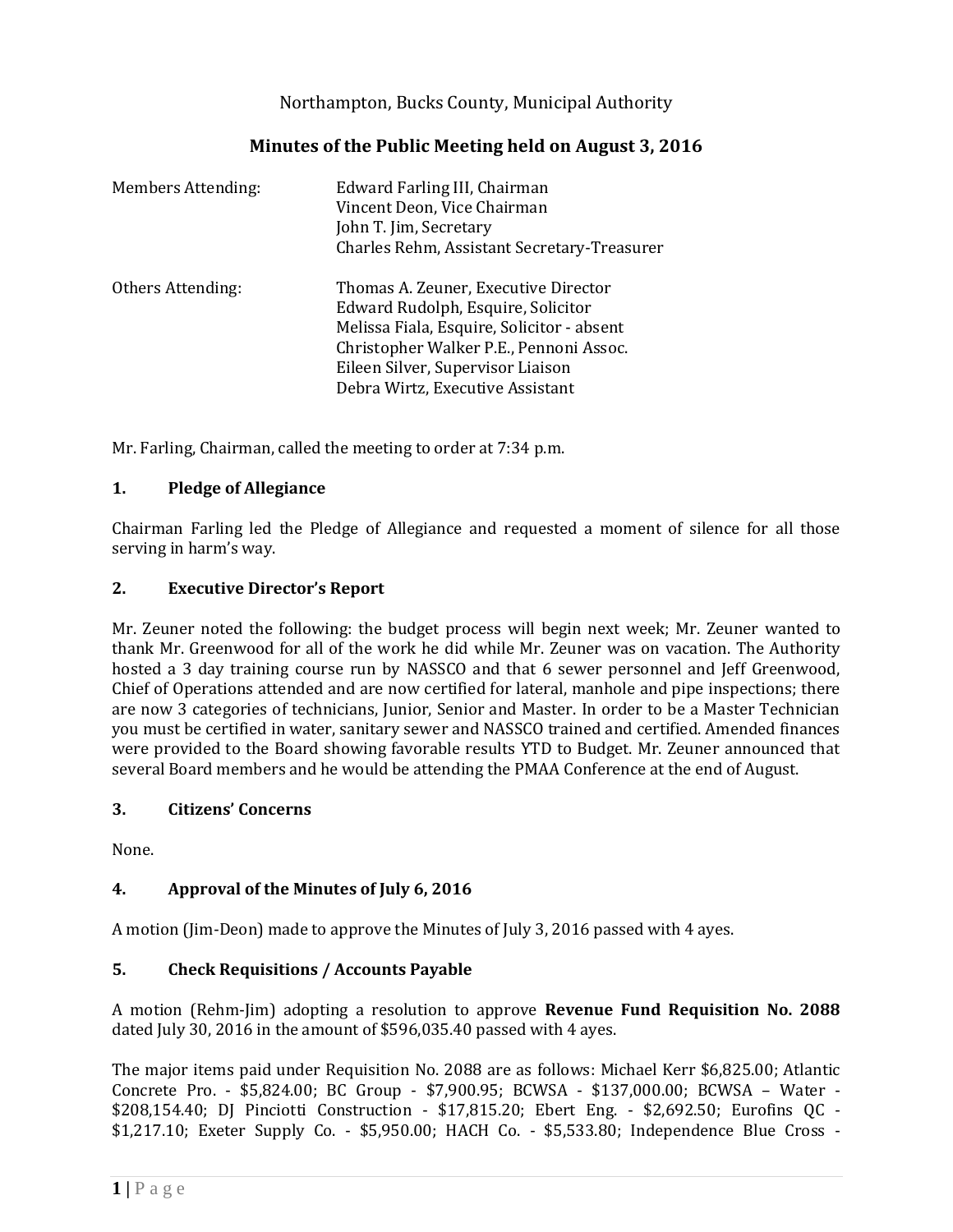Northampton, Bucks County, Municipal Authority

# Minutes of the Public Meeting held on August 3, 2016

| | |
|---|---|
| Members Attending: | Edward Farling III, Chairman<br>Vincent Deon, Vice Chairman<br>John T. Jim, Secretary<br>Charles Rehm, Assistant Secretary-Treasurer |
| Others Attending: | Thomas A. Zeuner, Executive Director<br>Edward Rudolph, Esquire, Solicitor<br>Melissa Fiala, Esquire, Solicitor - absent<br>Christopher Walker P.E., Pennoni Assoc.<br>Eileen Silver, Supervisor Liaison<br>Debra Wirtz, Executive Assistant |

Mr. Farling, Chairman, called the meeting to order at 7:34 p.m.

## 1. Pledge of Allegiance

Chairman Farling led the Pledge of Allegiance and requested a moment of silence for all those serving in harm's way.

## 2. Executive Director's Report

Mr. Zeuner noted the following: the budget process will begin next week; Mr. Zeuner wanted to thank Mr. Greenwood for all of the work he did while Mr. Zeuner was on vacation. The Authority hosted a 3 day training course run by NASSCO and that 6 sewer personnel and Jeff Greenwood, Chief of Operations attended and are now certified for lateral, manhole and pipe inspections; there are now 3 categories of technicians, Junior, Senior and Master. In order to be a Master Technician you must be certified in water, sanitary sewer and NASSCO trained and certified. Amended finances were provided to the Board showing favorable results YTD to Budget. Mr. Zeuner announced that several Board members and he would be attending the PMAA Conference at the end of August.

## 3. Citizens' Concerns

None.

## 4. Approval of the Minutes of July 6, 2016

A motion (Jim-Deon) made to approve the Minutes of July 3, 2016 passed with 4 ayes.

## 5. Check Requisitions / Accounts Payable

A motion (Rehm-Jim) adopting a resolution to approve **Revenue Fund Requisition No. 2088** dated July 30, 2016 in the amount of $596,035.40 passed with 4 ayes.

The major items paid under Requisition No. 2088 are as follows: Michael Kerr $6,825.00; Atlantic Concrete Pro. - $5,824.00; BC Group - $7,900.95; BCWSA - $137,000.00; BCWSA – Water - $208,154.40; DJ Pinciotti Construction - $17,815.20; Ebert Eng. - $2,692.50; Eurofins QC - $1,217.10; Exeter Supply Co. - $5,950.00; HACH Co. - $5,533.80; Independence Blue Cross -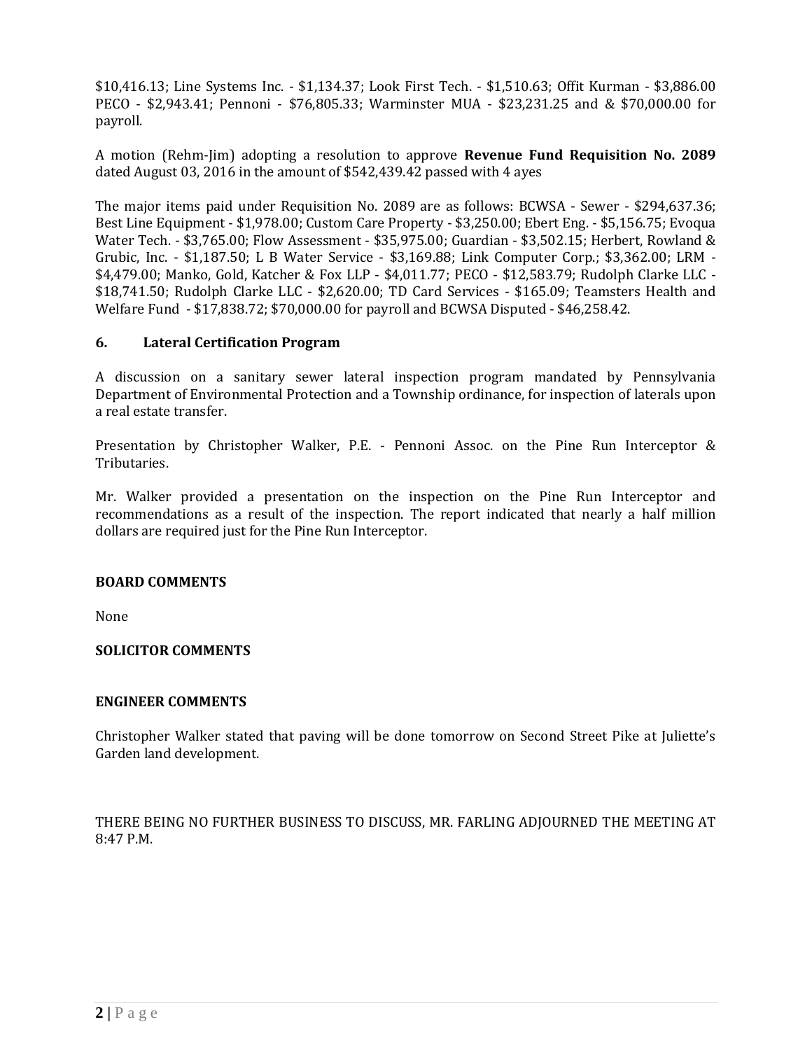$10,416.13; Line Systems Inc. - $1,134.37; Look First Tech. - $1,510.63; Offit Kurman - $3,886.00 PECO - $2,943.41; Pennoni - $76,805.33; Warminster MUA - $23,231.25 and & $70,000.00 for payroll.

A motion (Rehm-Jim) adopting a resolution to approve **Revenue Fund Requisition No. 2089** dated August 03, 2016 in the amount of $542,439.42 passed with 4 ayes

The major items paid under Requisition No. 2089 are as follows: BCWSA - Sewer - $294,637.36; Best Line Equipment - $1,978.00; Custom Care Property - $3,250.00; Ebert Eng. - $5,156.75; Evoqua Water Tech. - $3,765.00; Flow Assessment - $35,975.00; Guardian - $3,502.15; Herbert, Rowland & Grubic, Inc. - $1,187.50; L B Water Service - $3,169.88; Link Computer Corp.; $3,362.00; LRM - $4,479.00; Manko, Gold, Katcher & Fox LLP - $4,011.77; PECO - $12,583.79; Rudolph Clarke LLC - $18,741.50; Rudolph Clarke LLC - $2,620.00; TD Card Services - $165.09; Teamsters Health and Welfare Fund - $17,838.72; $70,000.00 for payroll and BCWSA Disputed - $46,258.42.

### 6. Lateral Certification Program

A discussion on a sanitary sewer lateral inspection program mandated by Pennsylvania Department of Environmental Protection and a Township ordinance, for inspection of laterals upon a real estate transfer.

Presentation by Christopher Walker, P.E. - Pennoni Assoc. on the Pine Run Interceptor & Tributaries.

Mr. Walker provided a presentation on the inspection on the Pine Run Interceptor and recommendations as a result of the inspection. The report indicated that nearly a half million dollars are required just for the Pine Run Interceptor.

**BOARD COMMENTS**

None

**SOLICITOR COMMENTS**

**ENGINEER COMMENTS**

Christopher Walker stated that paving will be done tomorrow on Second Street Pike at Juliette's Garden land development.

THERE BEING NO FURTHER BUSINESS TO DISCUSS, MR. FARLING ADJOURNED THE MEETING AT 8:47 P.M.